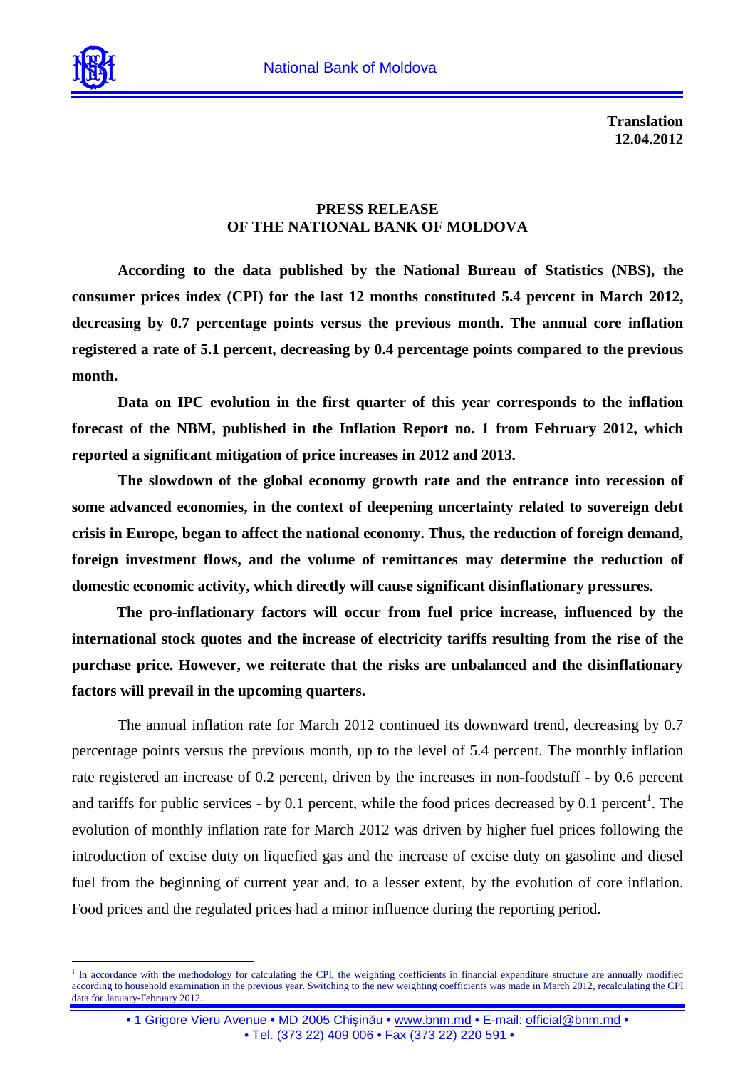**Translation**
**12.04.2012**

# PRESS RELEASE
# OF THE NATIONAL BANK OF MOLDOVA

**According to the data published by the National Bureau of Statistics (NBS), the consumer prices index (CPI) for the last 12 months constituted 5.4 percent in March 2012, decreasing by 0.7 percentage points versus the previous month. The annual core inflation registered a rate of 5.1 percent, decreasing by 0.4 percentage points compared to the previous month.**

**Data on IPC evolution in the first quarter of this year corresponds to the inflation forecast of the NBM, published in the Inflation Report no. 1 from February 2012, which reported a significant mitigation of price increases in 2012 and 2013.**

**The slowdown of the global economy growth rate and the entrance into recession of some advanced economies, in the context of deepening uncertainty related to sovereign debt crisis in Europe, began to affect the national economy. Thus, the reduction of foreign demand, foreign investment flows, and the volume of remittances may determine the reduction of domestic economic activity, which directly will cause significant disinflationary pressures.**

**The pro-inflationary factors will occur from fuel price increase, influenced by the international stock quotes and the increase of electricity tariffs resulting from the rise of the purchase price. However, we reiterate that the risks are unbalanced and the disinflationary factors will prevail in the upcoming quarters.**

The annual inflation rate for March 2012 continued its downward trend, decreasing by 0.7 percentage points versus the previous month, up to the level of 5.4 percent. The monthly inflation rate registered an increase of 0.2 percent, driven by the increases in non-foodstuff - by 0.6 percent and tariffs for public services - by 0.1 percent, while the food prices decreased by 0.1 percent[1]. The evolution of monthly inflation rate for March 2012 was driven by higher fuel prices following the introduction of excise duty on liquefied gas and the increase of excise duty on gasoline and diesel fuel from the beginning of current year and, to a lesser extent, by the evolution of core inflation. Food prices and the regulated prices had a minor influence during the reporting period.

---

[1] In accordance with the methodology for calculating the CPI, the weighting coefficients in financial expenditure structure are annually modified according to household examination in the previous year. Switching to the new weighting coefficients was made in March 2012, recalculating the CPI data for January-February 2012..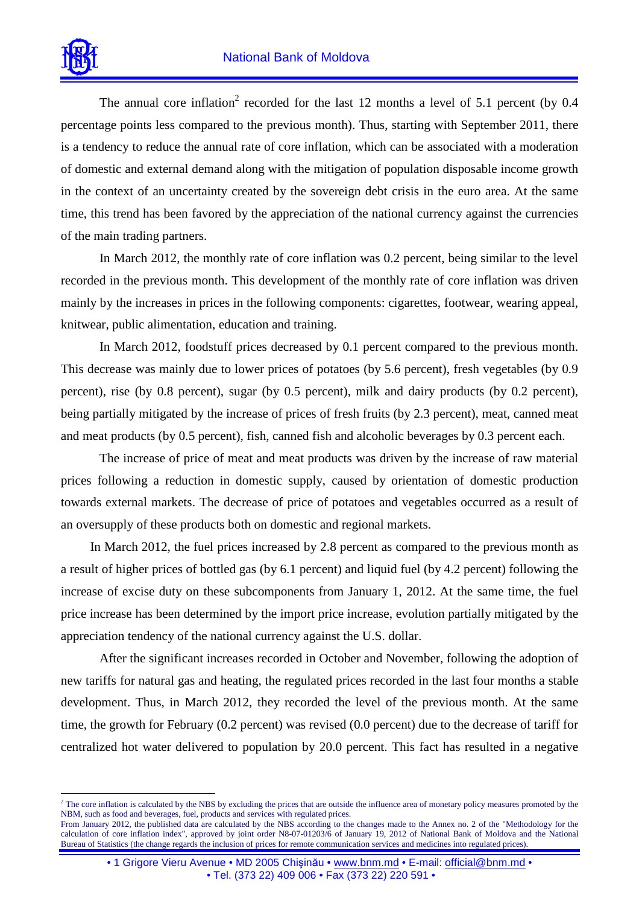The annual core inflation[2] recorded for the last 12 months a level of 5.1 percent (by 0.4 percentage points less compared to the previous month). Thus, starting with September 2011, there is a tendency to reduce the annual rate of core inflation, which can be associated with a moderation of domestic and external demand along with the mitigation of population disposable income growth in the context of an uncertainty created by the sovereign debt crisis in the euro area. At the same time, this trend has been favored by the appreciation of the national currency against the currencies of the main trading partners.

In March 2012, the monthly rate of core inflation was 0.2 percent, being similar to the level recorded in the previous month. This development of the monthly rate of core inflation was driven mainly by the increases in prices in the following components: cigarettes, footwear, wearing appeal, knitwear, public alimentation, education and training.

In March 2012, foodstuff prices decreased by 0.1 percent compared to the previous month. This decrease was mainly due to lower prices of potatoes (by 5.6 percent), fresh vegetables (by 0.9 percent), rise (by 0.8 percent), sugar (by 0.5 percent), milk and dairy products (by 0.2 percent), being partially mitigated by the increase of prices of fresh fruits (by 2.3 percent), meat, canned meat and meat products (by 0.5 percent), fish, canned fish and alcoholic beverages by 0.3 percent each.

The increase of price of meat and meat products was driven by the increase of raw material prices following a reduction in domestic supply, caused by orientation of domestic production towards external markets. The decrease of price of potatoes and vegetables occurred as a result of an oversupply of these products both on domestic and regional markets.

In March 2012, the fuel prices increased by 2.8 percent as compared to the previous month as a result of higher prices of bottled gas (by 6.1 percent) and liquid fuel (by 4.2 percent) following the increase of excise duty on these subcomponents from January 1, 2012. At the same time, the fuel price increase has been determined by the import price increase, evolution partially mitigated by the appreciation tendency of the national currency against the U.S. dollar.

After the significant increases recorded in October and November, following the adoption of new tariffs for natural gas and heating, the regulated prices recorded in the last four months a stable development. Thus, in March 2012, they recorded the level of the previous month. At the same time, the growth for February (0.2 percent) was revised (0.0 percent) due to the decrease of tariff for centralized hot water delivered to population by 20.0 percent. This fact has resulted in a negative

---

[2] The core inflation is calculated by the NBS by excluding the prices that are outside the influence area of monetary policy measures promoted by the NBM, such as food and beverages, fuel, products and services with regulated prices.
From January 2012, the published data are calculated by the NBS according to the changes made to the Annex no. 2 of the "Methodology for the calculation of core inflation index", approved by joint order N8-07-01203/6 of January 19, 2012 of National Bank of Moldova and the National Bureau of Statistics (the change regards the inclusion of prices for remote communication services and medicines into regulated prices).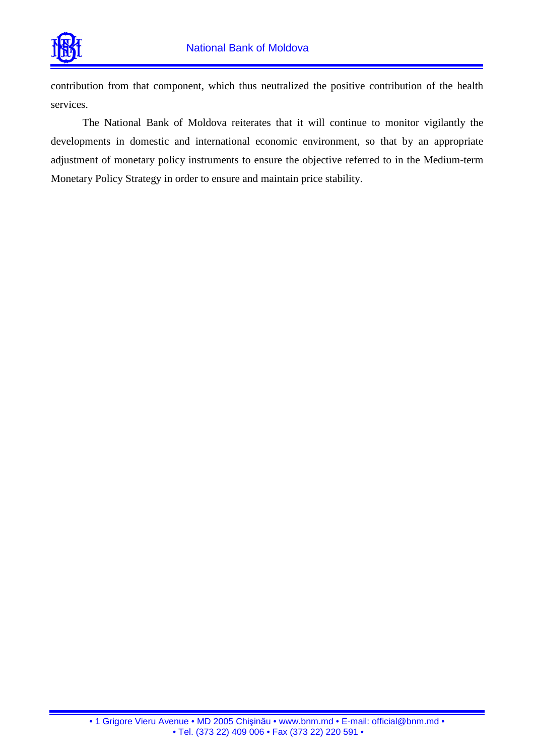contribution from that component, which thus neutralized the positive contribution of the health services.

The National Bank of Moldova reiterates that it will continue to monitor vigilantly the developments in domestic and international economic environment, so that by an appropriate adjustment of monetary policy instruments to ensure the objective referred to in the Medium-term Monetary Policy Strategy in order to ensure and maintain price stability.